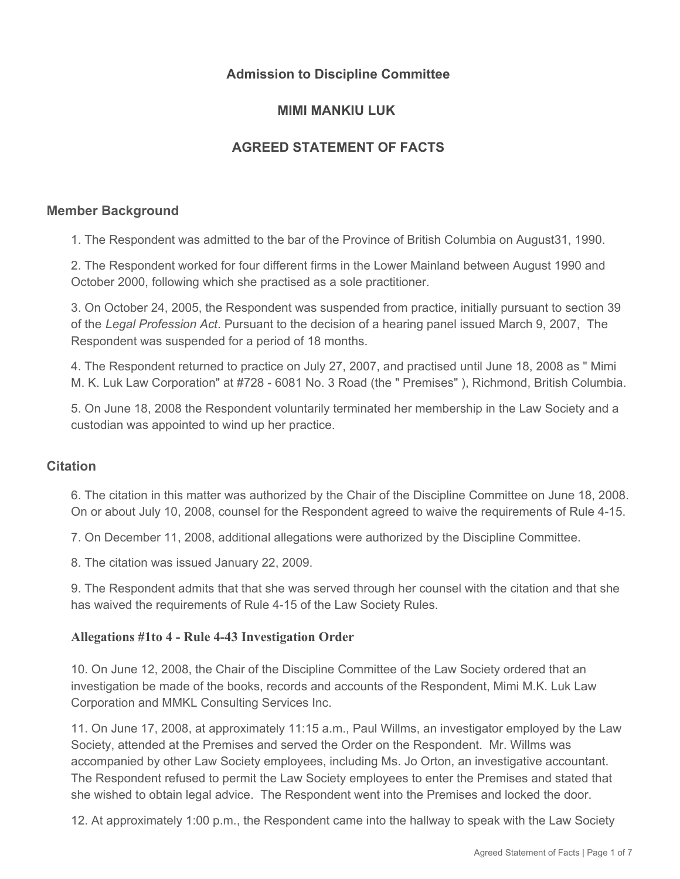# Admission to Discipline Committee

## MIMI MANKIU LUK

## AGREED STATEMENT OF FACTS

### Member Background

1. The Respondent was admitted to the bar of the Province of British Columbia on August31, 1990.

2. The Respondent worked for four different firms in the Lower Mainland between August 1990 and October 2000, following which she practised as a sole practitioner.

3. On October 24, 2005, the Respondent was suspended from practice, initially pursuant to section 39 of the *Legal Profession Act*. Pursuant to the decision of a hearing panel issued March 9, 2007, The Respondent was suspended for a period of 18 months.

4. The Respondent returned to practice on July 27, 2007, and practised until June 18, 2008 as " Mimi M. K. Luk Law Corporation" at #728 - 6081 No. 3 Road (the " Premises" ), Richmond, British Columbia.

5. On June 18, 2008 the Respondent voluntarily terminated her membership in the Law Society and a custodian was appointed to wind up her practice.

### Citation

6. The citation in this matter was authorized by the Chair of the Discipline Committee on June 18, 2008. On or about July 10, 2008, counsel for the Respondent agreed to waive the requirements of Rule 4-15.

7. On December 11, 2008, additional allegations were authorized by the Discipline Committee.

8. The citation was issued January 22, 2009.

9. The Respondent admits that that she was served through her counsel with the citation and that she has waived the requirements of Rule 4-15 of the Law Society Rules.

#### Allegations #1to 4 - Rule 4-43 Investigation Order

10. On June 12, 2008, the Chair of the Discipline Committee of the Law Society ordered that an investigation be made of the books, records and accounts of the Respondent, Mimi M.K. Luk Law Corporation and MMKL Consulting Services Inc.

11. On June 17, 2008, at approximately 11:15 a.m., Paul Willms, an investigator employed by the Law Society, attended at the Premises and served the Order on the Respondent. Mr. Willms was accompanied by other Law Society employees, including Ms. Jo Orton, an investigative accountant. The Respondent refused to permit the Law Society employees to enter the Premises and stated that she wished to obtain legal advice. The Respondent went into the Premises and locked the door.

12. At approximately 1:00 p.m., the Respondent came into the hallway to speak with the Law Society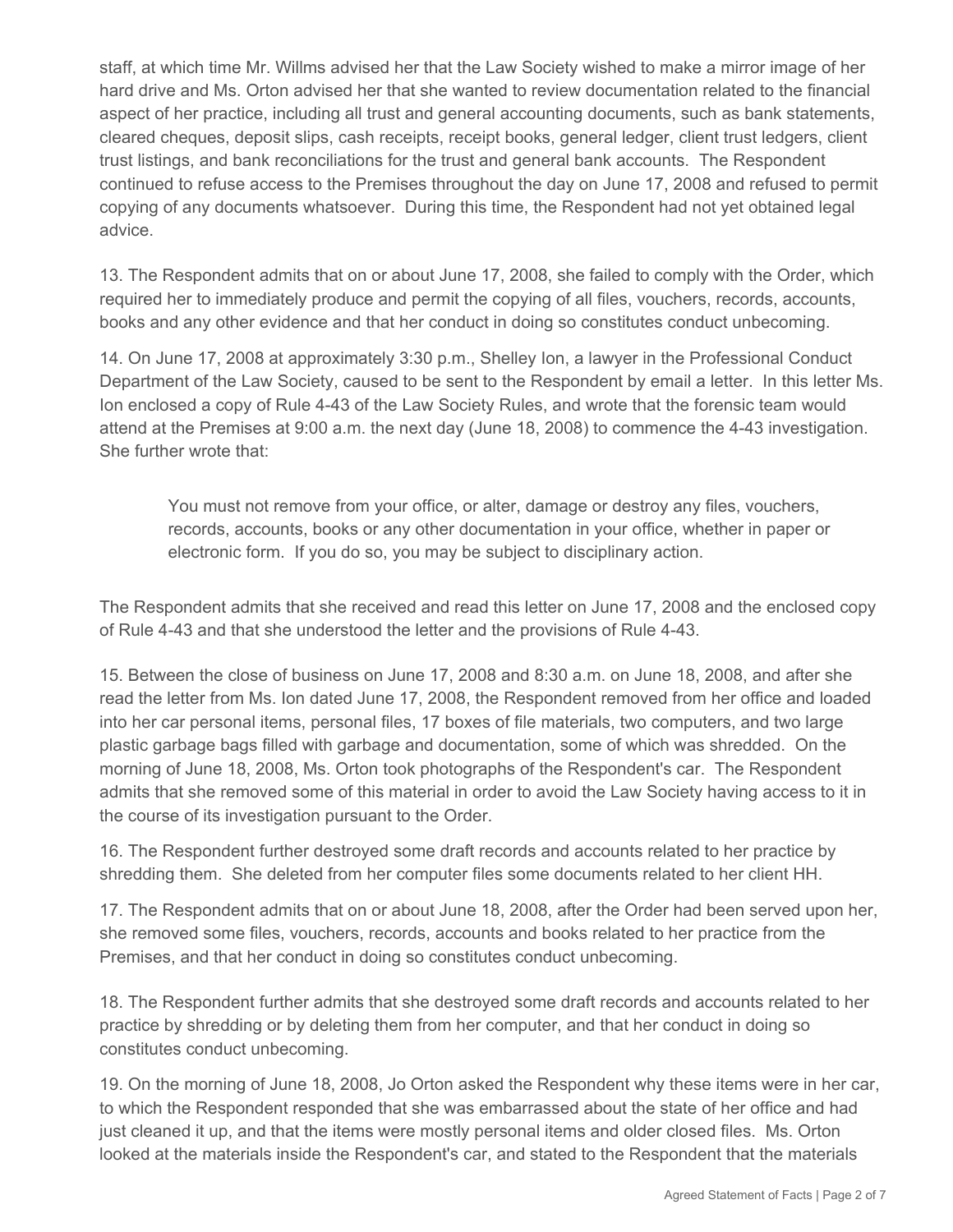staff, at which time Mr. Willms advised her that the Law Society wished to make a mirror image of her hard drive and Ms. Orton advised her that she wanted to review documentation related to the financial aspect of her practice, including all trust and general accounting documents, such as bank statements, cleared cheques, deposit slips, cash receipts, receipt books, general ledger, client trust ledgers, client trust listings, and bank reconciliations for the trust and general bank accounts. The Respondent continued to refuse access to the Premises throughout the day on June 17, 2008 and refused to permit copying of any documents whatsoever. During this time, the Respondent had not yet obtained legal advice.

13. The Respondent admits that on or about June 17, 2008, she failed to comply with the Order, which required her to immediately produce and permit the copying of all files, vouchers, records, accounts, books and any other evidence and that her conduct in doing so constitutes conduct unbecoming.

14. On June 17, 2008 at approximately 3:30 p.m., Shelley Ion, a lawyer in the Professional Conduct Department of the Law Society, caused to be sent to the Respondent by email a letter. In this letter Ms. Ion enclosed a copy of Rule 4-43 of the Law Society Rules, and wrote that the forensic team would attend at the Premises at 9:00 a.m. the next day (June 18, 2008) to commence the 4-43 investigation. She further wrote that:

> You must not remove from your office, or alter, damage or destroy any files, vouchers, records, accounts, books or any other documentation in your office, whether in paper or electronic form. If you do so, you may be subject to disciplinary action.

The Respondent admits that she received and read this letter on June 17, 2008 and the enclosed copy of Rule 4-43 and that she understood the letter and the provisions of Rule 4-43.

15. Between the close of business on June 17, 2008 and 8:30 a.m. on June 18, 2008, and after she read the letter from Ms. Ion dated June 17, 2008, the Respondent removed from her office and loaded into her car personal items, personal files, 17 boxes of file materials, two computers, and two large plastic garbage bags filled with garbage and documentation, some of which was shredded. On the morning of June 18, 2008, Ms. Orton took photographs of the Respondent's car. The Respondent admits that she removed some of this material in order to avoid the Law Society having access to it in the course of its investigation pursuant to the Order.

16. The Respondent further destroyed some draft records and accounts related to her practice by shredding them. She deleted from her computer files some documents related to her client HH.

17. The Respondent admits that on or about June 18, 2008, after the Order had been served upon her, she removed some files, vouchers, records, accounts and books related to her practice from the Premises, and that her conduct in doing so constitutes conduct unbecoming.

18. The Respondent further admits that she destroyed some draft records and accounts related to her practice by shredding or by deleting them from her computer, and that her conduct in doing so constitutes conduct unbecoming.

19. On the morning of June 18, 2008, Jo Orton asked the Respondent why these items were in her car, to which the Respondent responded that she was embarrassed about the state of her office and had just cleaned it up, and that the items were mostly personal items and older closed files. Ms. Orton looked at the materials inside the Respondent's car, and stated to the Respondent that the materials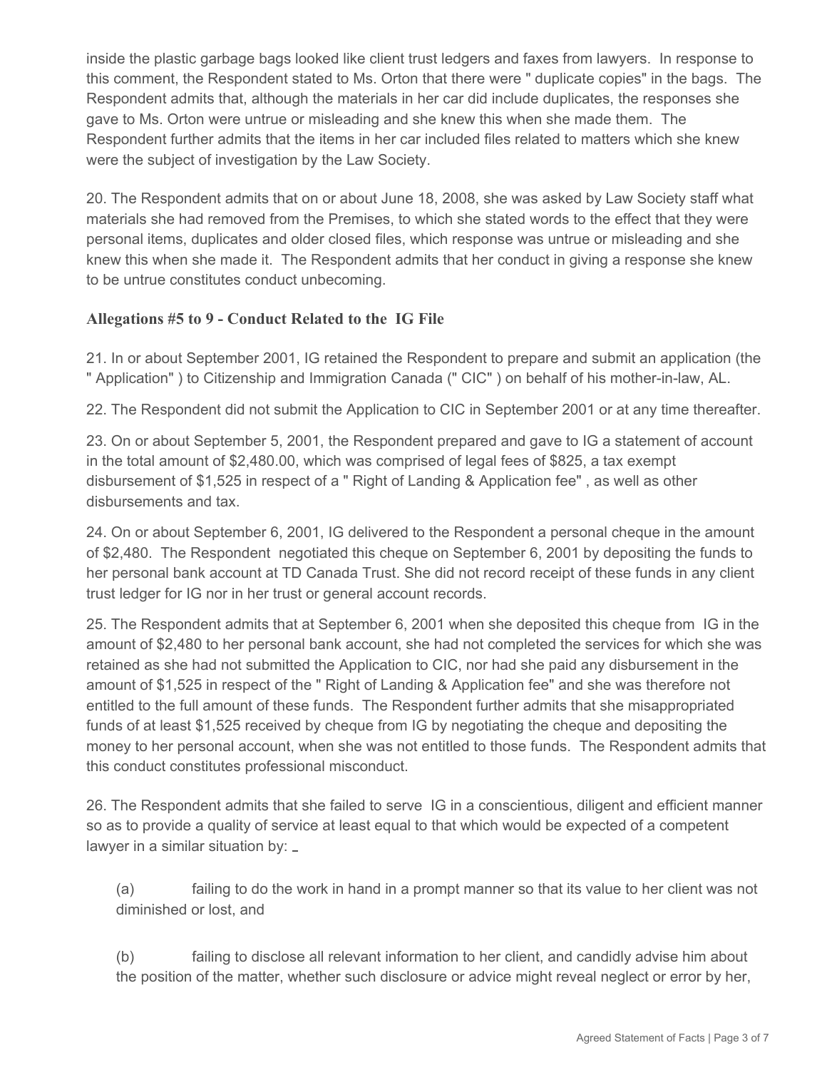inside the plastic garbage bags looked like client trust ledgers and faxes from lawyers. In response to this comment, the Respondent stated to Ms. Orton that there were " duplicate copies" in the bags. The Respondent admits that, although the materials in her car did include duplicates, the responses she gave to Ms. Orton were untrue or misleading and she knew this when she made them. The Respondent further admits that the items in her car included files related to matters which she knew were the subject of investigation by the Law Society.

20. The Respondent admits that on or about June 18, 2008, she was asked by Law Society staff what materials she had removed from the Premises, to which she stated words to the effect that they were personal items, duplicates and older closed files, which response was untrue or misleading and she knew this when she made it. The Respondent admits that her conduct in giving a response she knew to be untrue constitutes conduct unbecoming.

### Allegations #5 to 9 - Conduct Related to the IG File

21. In or about September 2001, IG retained the Respondent to prepare and submit an application (the " Application" ) to Citizenship and Immigration Canada (" CIC" ) on behalf of his mother-in-law, AL.

22. The Respondent did not submit the Application to CIC in September 2001 or at any time thereafter.

23. On or about September 5, 2001, the Respondent prepared and gave to IG a statement of account in the total amount of $2,480.00, which was comprised of legal fees of $825, a tax exempt disbursement of $1,525 in respect of a " Right of Landing & Application fee" , as well as other disbursements and tax.

24. On or about September 6, 2001, IG delivered to the Respondent a personal cheque in the amount of $2,480. The Respondent negotiated this cheque on September 6, 2001 by depositing the funds to her personal bank account at TD Canada Trust. She did not record receipt of these funds in any client trust ledger for IG nor in her trust or general account records.

25. The Respondent admits that at September 6, 2001 when she deposited this cheque from IG in the amount of $2,480 to her personal bank account, she had not completed the services for which she was retained as she had not submitted the Application to CIC, nor had she paid any disbursement in the amount of $1,525 in respect of the " Right of Landing & Application fee" and she was therefore not entitled to the full amount of these funds. The Respondent further admits that she misappropriated funds of at least $1,525 received by cheque from IG by negotiating the cheque and depositing the money to her personal account, when she was not entitled to those funds. The Respondent admits that this conduct constitutes professional misconduct.

26. The Respondent admits that she failed to serve IG in a conscientious, diligent and efficient manner so as to provide a quality of service at least equal to that which would be expected of a competent lawyer in a similar situation by:

(a) failing to do the work in hand in a prompt manner so that its value to her client was not diminished or lost, and

(b) failing to disclose all relevant information to her client, and candidly advise him about the position of the matter, whether such disclosure or advice might reveal neglect or error by her,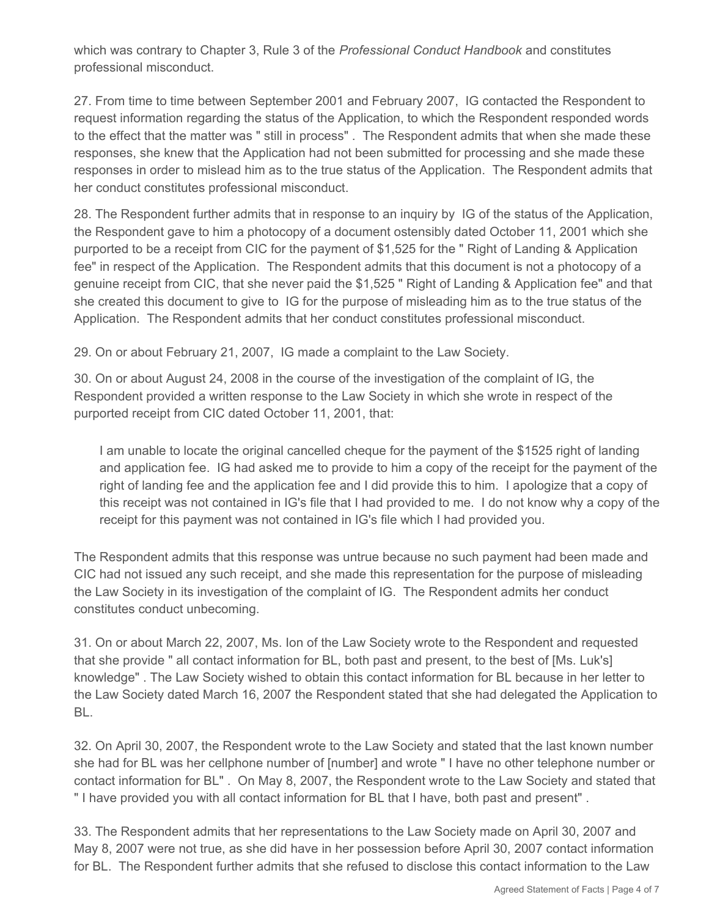which was contrary to Chapter 3, Rule 3 of the *Professional Conduct Handbook* and constitutes professional misconduct.

27. From time to time between September 2001 and February 2007, IG contacted the Respondent to request information regarding the status of the Application, to which the Respondent responded words to the effect that the matter was " still in process" . The Respondent admits that when she made these responses, she knew that the Application had not been submitted for processing and she made these responses in order to mislead him as to the true status of the Application. The Respondent admits that her conduct constitutes professional misconduct.

28. The Respondent further admits that in response to an inquiry by IG of the status of the Application, the Respondent gave to him a photocopy of a document ostensibly dated October 11, 2001 which she purported to be a receipt from CIC for the payment of $1,525 for the " Right of Landing & Application fee" in respect of the Application. The Respondent admits that this document is not a photocopy of a genuine receipt from CIC, that she never paid the $1,525 " Right of Landing & Application fee" and that she created this document to give to IG for the purpose of misleading him as to the true status of the Application. The Respondent admits that her conduct constitutes professional misconduct.

29. On or about February 21, 2007, IG made a complaint to the Law Society.

30. On or about August 24, 2008 in the course of the investigation of the complaint of IG, the Respondent provided a written response to the Law Society in which she wrote in respect of the purported receipt from CIC dated October 11, 2001, that:

> I am unable to locate the original cancelled cheque for the payment of the $1525 right of landing and application fee. IG had asked me to provide to him a copy of the receipt for the payment of the right of landing fee and the application fee and I did provide this to him. I apologize that a copy of this receipt was not contained in IG's file that I had provided to me. I do not know why a copy of the receipt for this payment was not contained in IG's file which I had provided you.

The Respondent admits that this response was untrue because no such payment had been made and CIC had not issued any such receipt, and she made this representation for the purpose of misleading the Law Society in its investigation of the complaint of IG. The Respondent admits her conduct constitutes conduct unbecoming.

31. On or about March 22, 2007, Ms. Ion of the Law Society wrote to the Respondent and requested that she provide " all contact information for BL, both past and present, to the best of [Ms. Luk's] knowledge" . The Law Society wished to obtain this contact information for BL because in her letter to the Law Society dated March 16, 2007 the Respondent stated that she had delegated the Application to BL.

32. On April 30, 2007, the Respondent wrote to the Law Society and stated that the last known number she had for BL was her cellphone number of [number] and wrote " I have no other telephone number or contact information for BL" . On May 8, 2007, the Respondent wrote to the Law Society and stated that " I have provided you with all contact information for BL that I have, both past and present" .

33. The Respondent admits that her representations to the Law Society made on April 30, 2007 and May 8, 2007 were not true, as she did have in her possession before April 30, 2007 contact information for BL. The Respondent further admits that she refused to disclose this contact information to the Law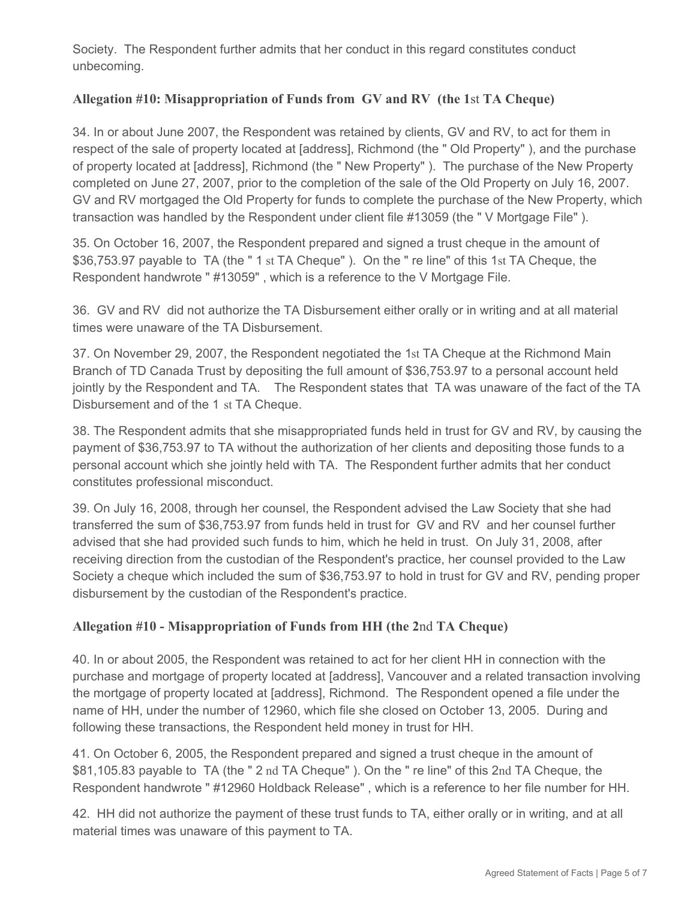Society. The Respondent further admits that her conduct in this regard constitutes conduct unbecoming.

### Allegation #10: Misappropriation of Funds from GV and RV (the 1st TA Cheque)

34. In or about June 2007, the Respondent was retained by clients, GV and RV, to act for them in respect of the sale of property located at [address], Richmond (the " Old Property" ), and the purchase of property located at [address], Richmond (the " New Property" ). The purchase of the New Property completed on June 27, 2007, prior to the completion of the sale of the Old Property on July 16, 2007. GV and RV mortgaged the Old Property for funds to complete the purchase of the New Property, which transaction was handled by the Respondent under client file #13059 (the " V Mortgage File" ).

35. On October 16, 2007, the Respondent prepared and signed a trust cheque in the amount of $36,753.97 payable to TA (the " 1 st TA Cheque" ). On the " re line" of this 1st TA Cheque, the Respondent handwrote " #13059" , which is a reference to the V Mortgage File.

36. GV and RV did not authorize the TA Disbursement either orally or in writing and at all material times were unaware of the TA Disbursement.

37. On November 29, 2007, the Respondent negotiated the 1st TA Cheque at the Richmond Main Branch of TD Canada Trust by depositing the full amount of $36,753.97 to a personal account held jointly by the Respondent and TA. The Respondent states that TA was unaware of the fact of the TA Disbursement and of the 1 st TA Cheque.

38. The Respondent admits that she misappropriated funds held in trust for GV and RV, by causing the payment of $36,753.97 to TA without the authorization of her clients and depositing those funds to a personal account which she jointly held with TA. The Respondent further admits that her conduct constitutes professional misconduct.

39. On July 16, 2008, through her counsel, the Respondent advised the Law Society that she had transferred the sum of $36,753.97 from funds held in trust for GV and RV and her counsel further advised that she had provided such funds to him, which he held in trust. On July 31, 2008, after receiving direction from the custodian of the Respondent's practice, her counsel provided to the Law Society a cheque which included the sum of $36,753.97 to hold in trust for GV and RV, pending proper disbursement by the custodian of the Respondent's practice.

### Allegation #10 - Misappropriation of Funds from HH (the 2nd TA Cheque)

40. In or about 2005, the Respondent was retained to act for her client HH in connection with the purchase and mortgage of property located at [address], Vancouver and a related transaction involving the mortgage of property located at [address], Richmond. The Respondent opened a file under the name of HH, under the number of 12960, which file she closed on October 13, 2005. During and following these transactions, the Respondent held money in trust for HH.

41. On October 6, 2005, the Respondent prepared and signed a trust cheque in the amount of $81,105.83 payable to TA (the " 2 nd TA Cheque" ). On the " re line" of this 2nd TA Cheque, the Respondent handwrote " #12960 Holdback Release" , which is a reference to her file number for HH.

42. HH did not authorize the payment of these trust funds to TA, either orally or in writing, and at all material times was unaware of this payment to TA.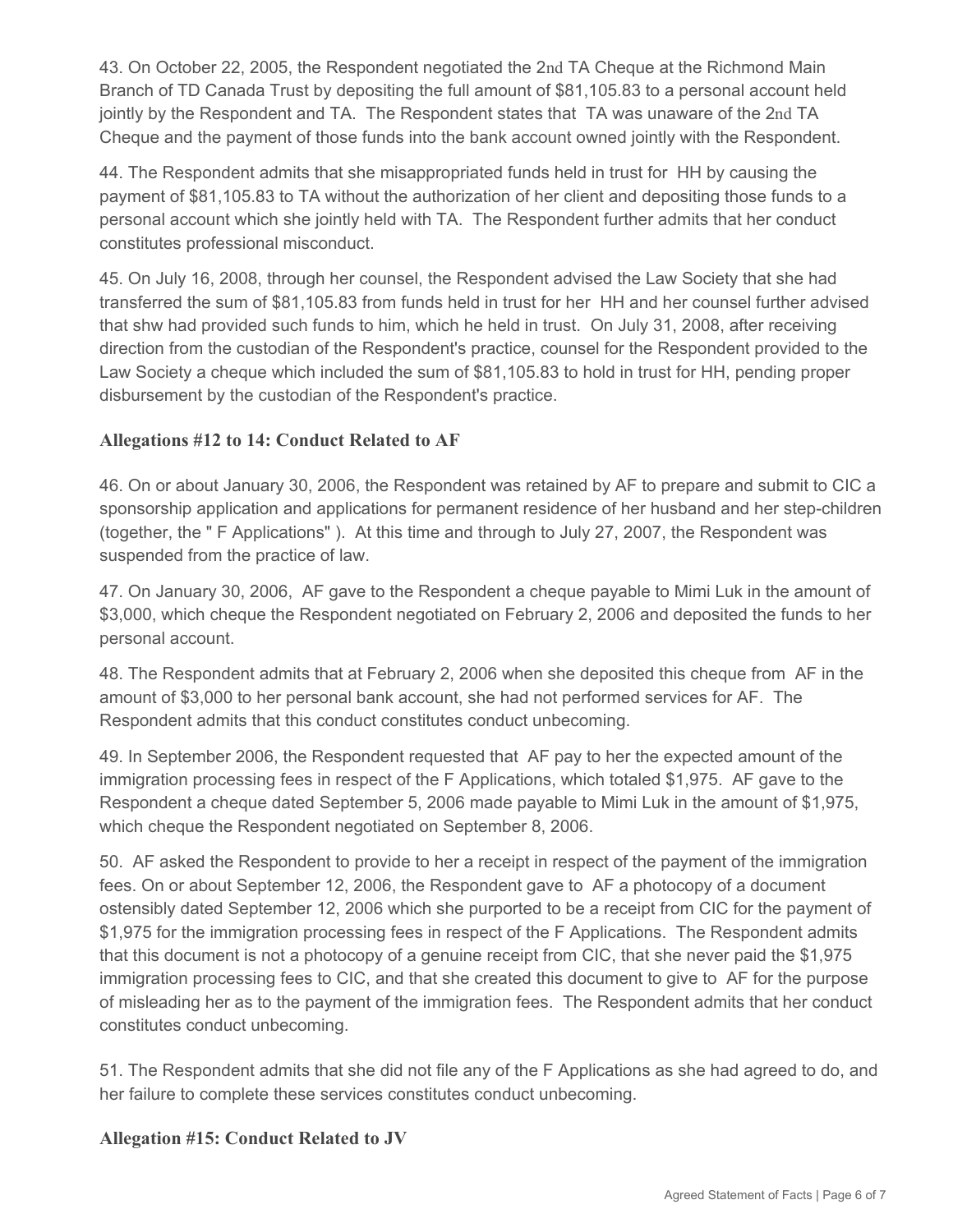43. On October 22, 2005, the Respondent negotiated the 2nd TA Cheque at the Richmond Main Branch of TD Canada Trust by depositing the full amount of $81,105.83 to a personal account held jointly by the Respondent and TA. The Respondent states that TA was unaware of the 2nd TA Cheque and the payment of those funds into the bank account owned jointly with the Respondent.

44. The Respondent admits that she misappropriated funds held in trust for HH by causing the payment of $81,105.83 to TA without the authorization of her client and depositing those funds to a personal account which she jointly held with TA. The Respondent further admits that her conduct constitutes professional misconduct.

45. On July 16, 2008, through her counsel, the Respondent advised the Law Society that she had transferred the sum of $81,105.83 from funds held in trust for her HH and her counsel further advised that shw had provided such funds to him, which he held in trust. On July 31, 2008, after receiving direction from the custodian of the Respondent's practice, counsel for the Respondent provided to the Law Society a cheque which included the sum of $81,105.83 to hold in trust for HH, pending proper disbursement by the custodian of the Respondent's practice.

### Allegations #12 to 14: Conduct Related to AF

46. On or about January 30, 2006, the Respondent was retained by AF to prepare and submit to CIC a sponsorship application and applications for permanent residence of her husband and her step-children (together, the " F Applications" ). At this time and through to July 27, 2007, the Respondent was suspended from the practice of law.

47. On January 30, 2006, AF gave to the Respondent a cheque payable to Mimi Luk in the amount of $3,000, which cheque the Respondent negotiated on February 2, 2006 and deposited the funds to her personal account.

48. The Respondent admits that at February 2, 2006 when she deposited this cheque from AF in the amount of $3,000 to her personal bank account, she had not performed services for AF. The Respondent admits that this conduct constitutes conduct unbecoming.

49. In September 2006, the Respondent requested that AF pay to her the expected amount of the immigration processing fees in respect of the F Applications, which totaled $1,975. AF gave to the Respondent a cheque dated September 5, 2006 made payable to Mimi Luk in the amount of $1,975, which cheque the Respondent negotiated on September 8, 2006.

50. AF asked the Respondent to provide to her a receipt in respect of the payment of the immigration fees. On or about September 12, 2006, the Respondent gave to AF a photocopy of a document ostensibly dated September 12, 2006 which she purported to be a receipt from CIC for the payment of $1,975 for the immigration processing fees in respect of the F Applications. The Respondent admits that this document is not a photocopy of a genuine receipt from CIC, that she never paid the $1,975 immigration processing fees to CIC, and that she created this document to give to AF for the purpose of misleading her as to the payment of the immigration fees. The Respondent admits that her conduct constitutes conduct unbecoming.

51. The Respondent admits that she did not file any of the F Applications as she had agreed to do, and her failure to complete these services constitutes conduct unbecoming.

### Allegation #15: Conduct Related to JV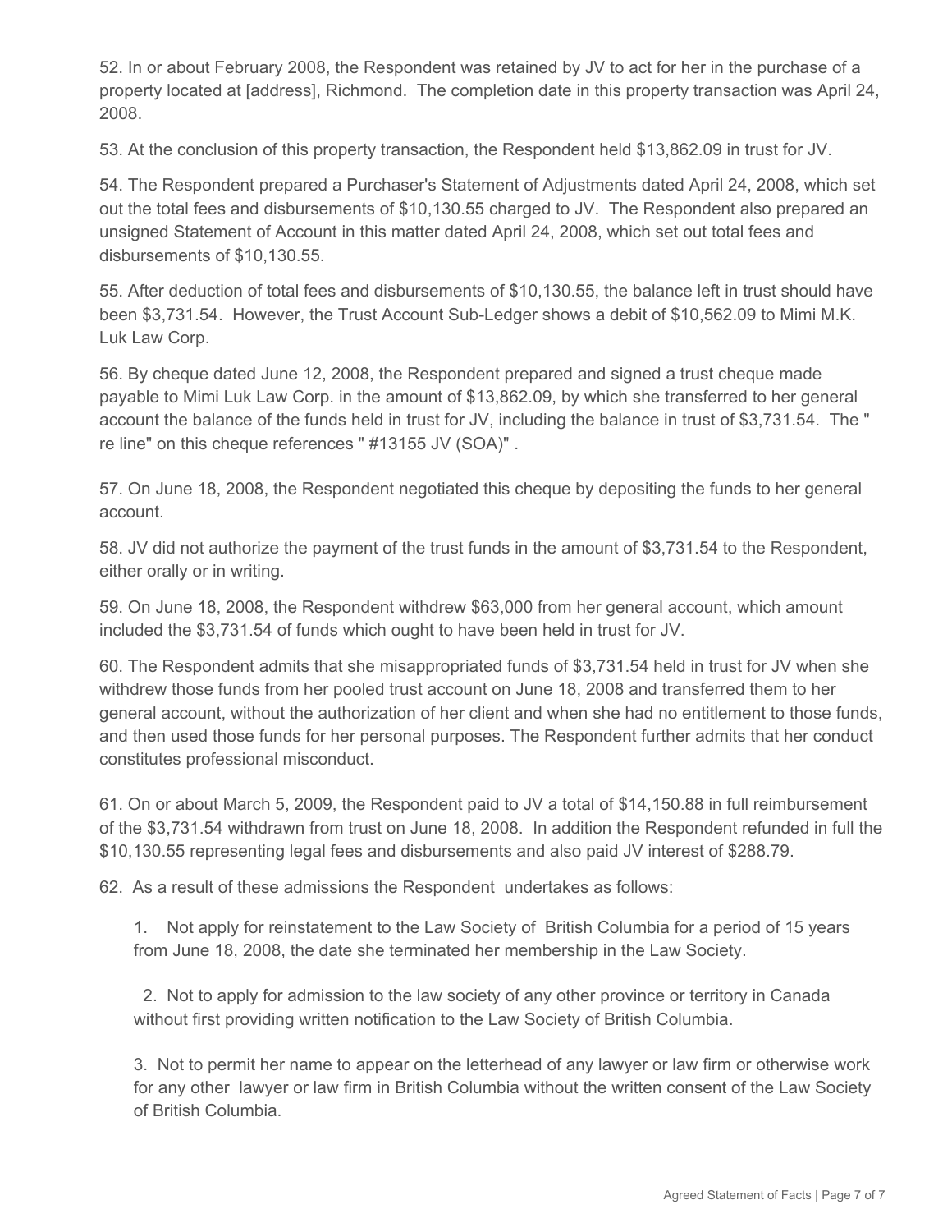52. In or about February 2008, the Respondent was retained by JV to act for her in the purchase of a property located at [address], Richmond. The completion date in this property transaction was April 24, 2008.

53. At the conclusion of this property transaction, the Respondent held $13,862.09 in trust for JV.

54. The Respondent prepared a Purchaser's Statement of Adjustments dated April 24, 2008, which set out the total fees and disbursements of $10,130.55 charged to JV. The Respondent also prepared an unsigned Statement of Account in this matter dated April 24, 2008, which set out total fees and disbursements of $10,130.55.

55. After deduction of total fees and disbursements of $10,130.55, the balance left in trust should have been $3,731.54. However, the Trust Account Sub-Ledger shows a debit of $10,562.09 to Mimi M.K. Luk Law Corp.

56. By cheque dated June 12, 2008, the Respondent prepared and signed a trust cheque made payable to Mimi Luk Law Corp. in the amount of $13,862.09, by which she transferred to her general account the balance of the funds held in trust for JV, including the balance in trust of $3,731.54. The " re line" on this cheque references " #13155 JV (SOA)" .

57. On June 18, 2008, the Respondent negotiated this cheque by depositing the funds to her general account.

58. JV did not authorize the payment of the trust funds in the amount of $3,731.54 to the Respondent, either orally or in writing.

59. On June 18, 2008, the Respondent withdrew $63,000 from her general account, which amount included the $3,731.54 of funds which ought to have been held in trust for JV.

60. The Respondent admits that she misappropriated funds of $3,731.54 held in trust for JV when she withdrew those funds from her pooled trust account on June 18, 2008 and transferred them to her general account, without the authorization of her client and when she had no entitlement to those funds, and then used those funds for her personal purposes. The Respondent further admits that her conduct constitutes professional misconduct.

61. On or about March 5, 2009, the Respondent paid to JV a total of $14,150.88 in full reimbursement of the $3,731.54 withdrawn from trust on June 18, 2008. In addition the Respondent refunded in full the $10,130.55 representing legal fees and disbursements and also paid JV interest of $288.79.

62. As a result of these admissions the Respondent undertakes as follows:

1. Not apply for reinstatement to the Law Society of British Columbia for a period of 15 years from June 18, 2008, the date she terminated her membership in the Law Society.

2. Not to apply for admission to the law society of any other province or territory in Canada without first providing written notification to the Law Society of British Columbia.

3. Not to permit her name to appear on the letterhead of any lawyer or law firm or otherwise work for any other lawyer or law firm in British Columbia without the written consent of the Law Society of British Columbia.